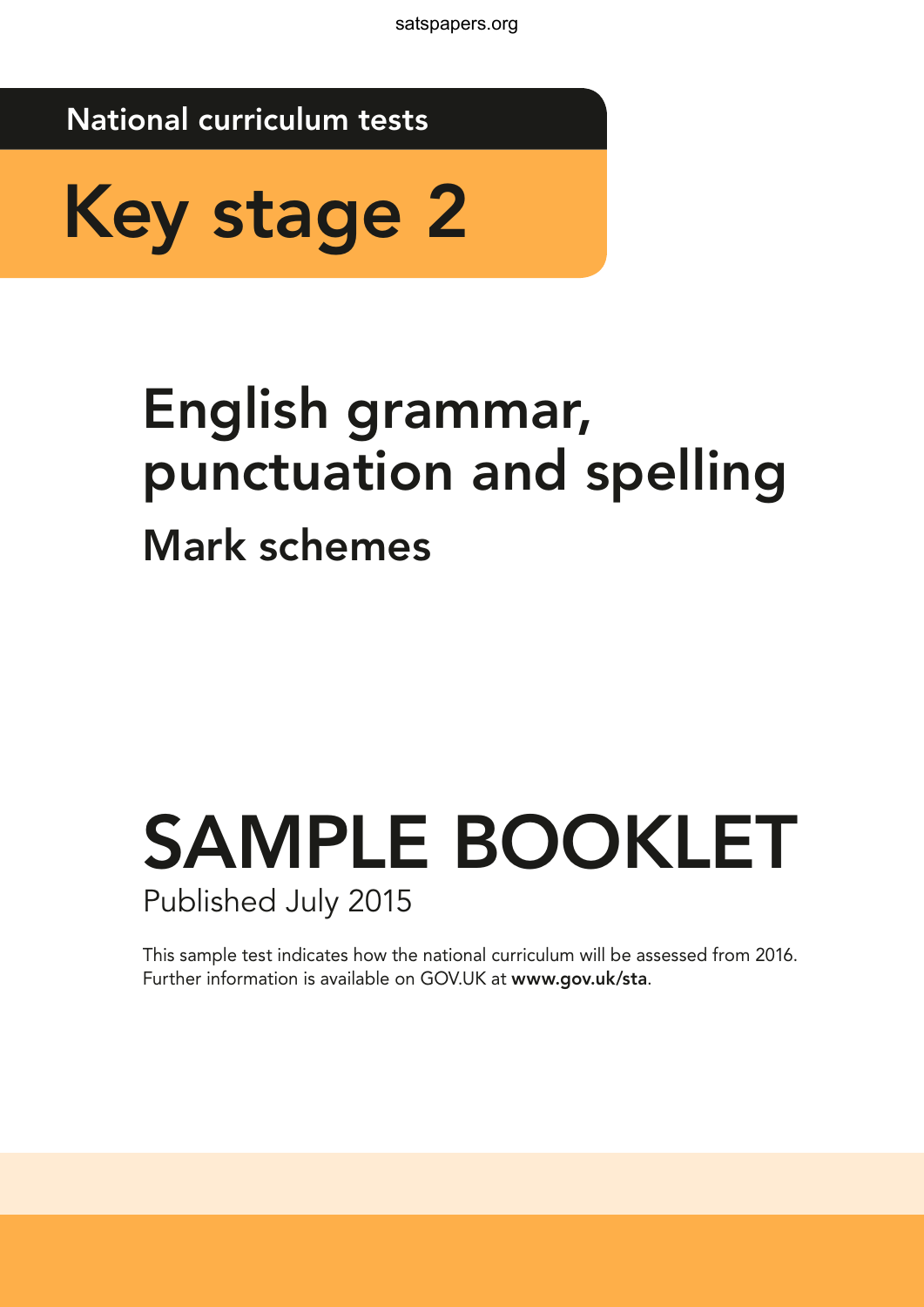National curriculum tests

# Key stage 2

# English grammar, punctuation and spelling

## Mark schemes

# SAMPLE BOOKLET

Published July 2015

This sample test indicates how the national curriculum will be assessed from 2016.
Further information is available on GOV.UK at **www.gov.uk/sta**.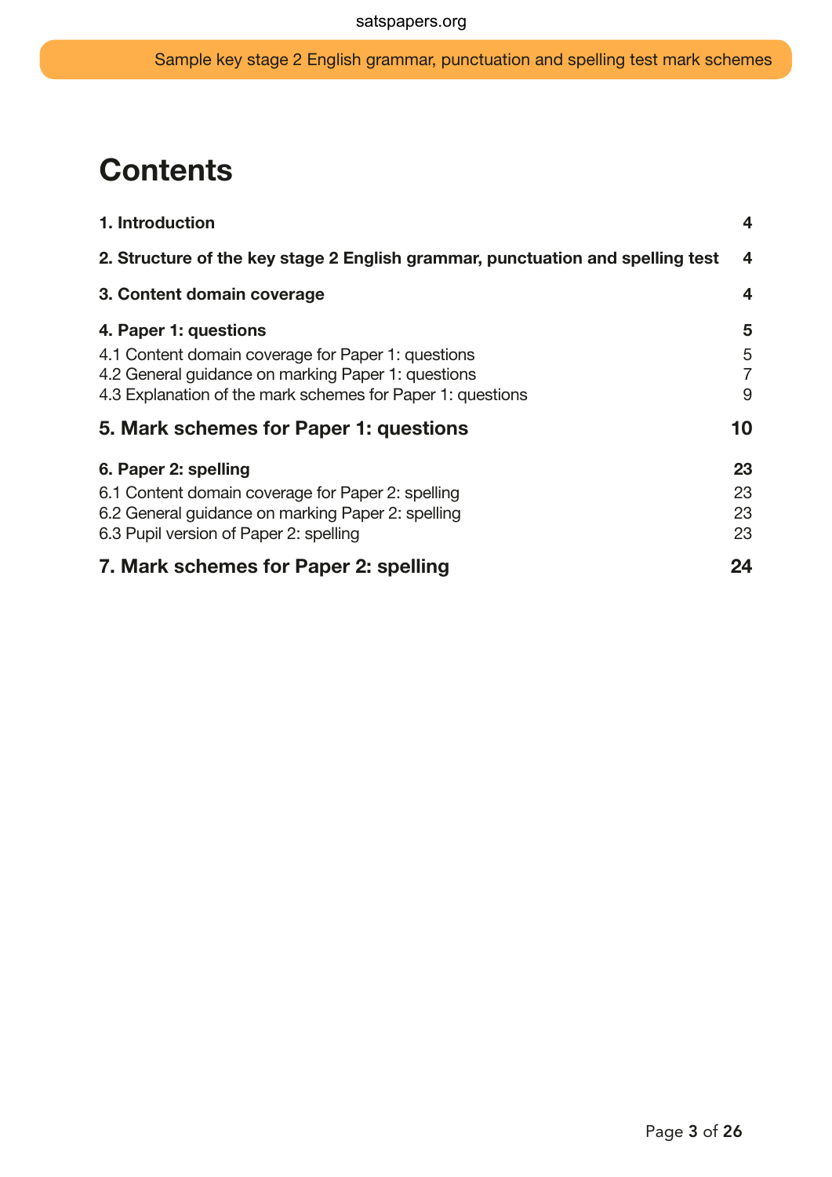# Contents

| | |
|---|---|
| **1. Introduction** | **4** |
| **2. Structure of the key stage 2 English grammar, punctuation and spelling test** | **4** |
| **3. Content domain coverage** | **4** |
| **4. Paper 1: questions** | **5** |
| 4.1 Content domain coverage for Paper 1: questions | 5 |
| 4.2 General guidance on marking Paper 1: questions | 7 |
| 4.3 Explanation of the mark schemes for Paper 1: questions | 9 |
| **5. Mark schemes for Paper 1: questions** | **10** |
| **6. Paper 2: spelling** | **23** |
| 6.1 Content domain coverage for Paper 2: spelling | 23 |
| 6.2 General guidance on marking Paper 2: spelling | 23 |
| 6.3 Pupil version of Paper 2: spelling | 23 |
| **7. Mark schemes for Paper 2: spelling** | **24** |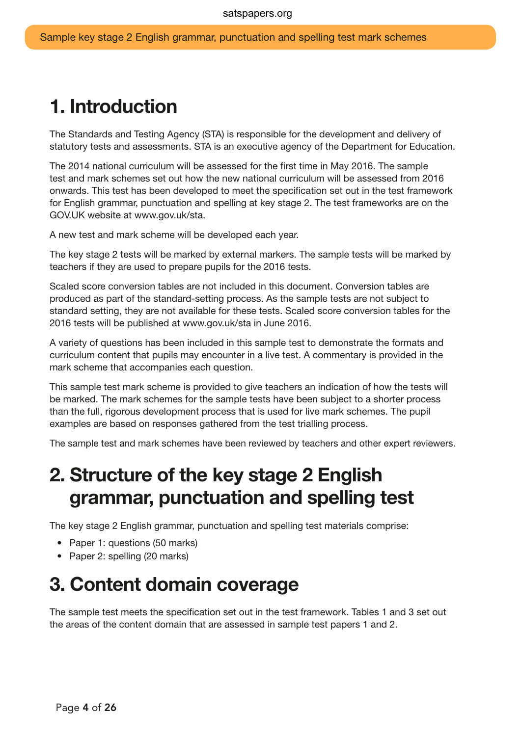# 1. Introduction

The Standards and Testing Agency (STA) is responsible for the development and delivery of statutory tests and assessments. STA is an executive agency of the Department for Education.

The 2014 national curriculum will be assessed for the first time in May 2016. The sample test and mark schemes set out how the new national curriculum will be assessed from 2016 onwards. This test has been developed to meet the specification set out in the test framework for English grammar, punctuation and spelling at key stage 2. The test frameworks are on the GOV.UK website at www.gov.uk/sta.

A new test and mark scheme will be developed each year.

The key stage 2 tests will be marked by external markers. The sample tests will be marked by teachers if they are used to prepare pupils for the 2016 tests.

Scaled score conversion tables are not included in this document. Conversion tables are produced as part of the standard-setting process. As the sample tests are not subject to standard setting, they are not available for these tests. Scaled score conversion tables for the 2016 tests will be published at www.gov.uk/sta in June 2016.

A variety of questions has been included in this sample test to demonstrate the formats and curriculum content that pupils may encounter in a live test. A commentary is provided in the mark scheme that accompanies each question.

This sample test mark scheme is provided to give teachers an indication of how the tests will be marked. The mark schemes for the sample tests have been subject to a shorter process than the full, rigorous development process that is used for live mark schemes. The pupil examples are based on responses gathered from the test trialling process.

The sample test and mark schemes have been reviewed by teachers and other expert reviewers.

# 2. Structure of the key stage 2 English grammar, punctuation and spelling test

The key stage 2 English grammar, punctuation and spelling test materials comprise:

- Paper 1: questions (50 marks)
- Paper 2: spelling (20 marks)

# 3. Content domain coverage

The sample test meets the specification set out in the test framework. Tables 1 and 3 set out the areas of the content domain that are assessed in sample test papers 1 and 2.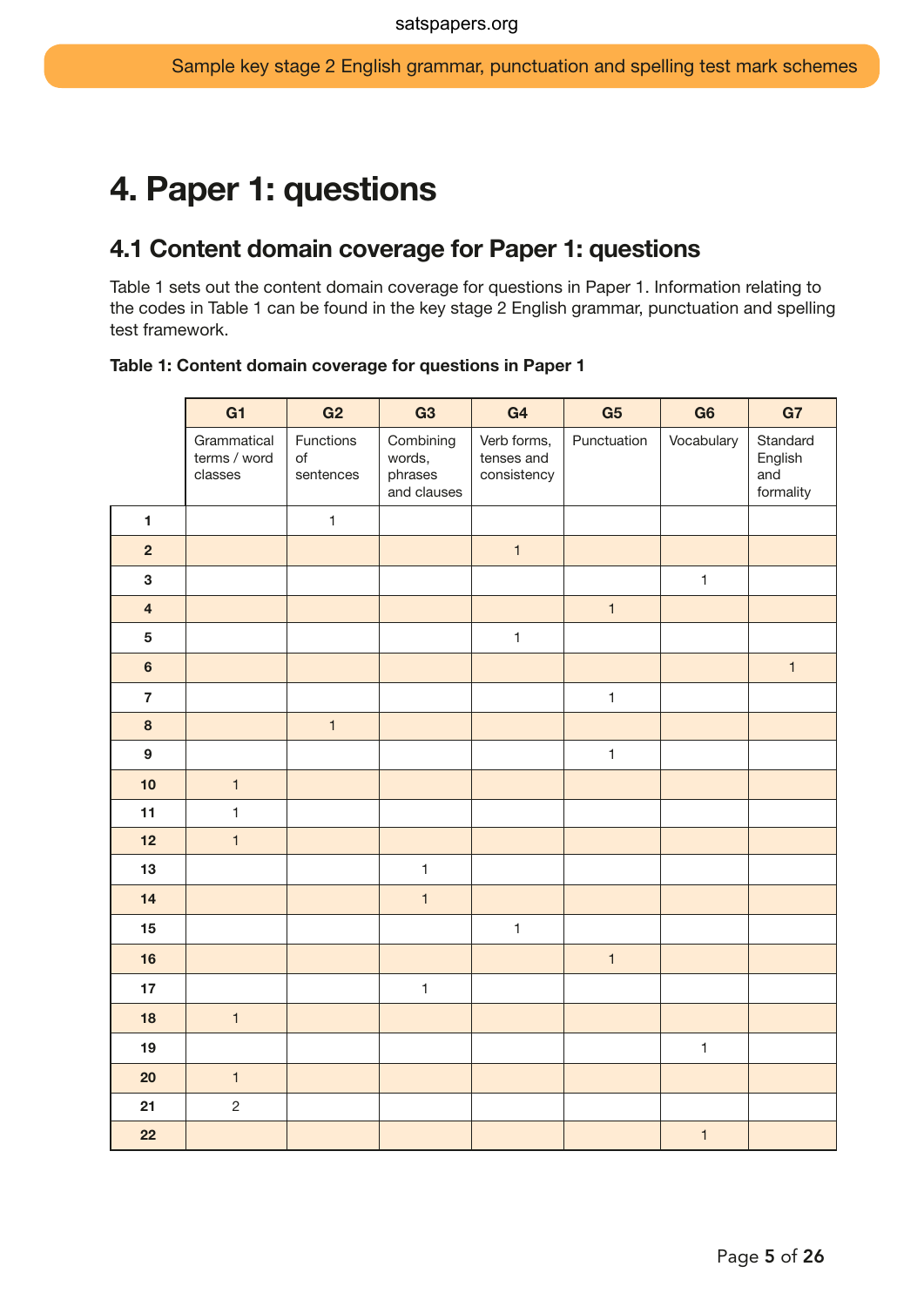# 4. Paper 1: questions

## 4.1 Content domain coverage for Paper 1: questions

Table 1 sets out the content domain coverage for questions in Paper 1. Information relating to the codes in Table 1 can be found in the key stage 2 English grammar, punctuation and spelling test framework.

**Table 1: Content domain coverage for questions in Paper 1**

| | G1 | G2 | G3 | G4 | G5 | G6 | G7 |
|---|---|---|---|---|---|---|---|
| | Grammatical terms / word classes | Functions of sentences | Combining words, phrases and clauses | Verb forms, tenses and consistency | Punctuation | Vocabulary | Standard English and formality |
| **1** | | 1 | | | | | |
| **2** | | | | 1 | | | |
| **3** | | | | | | 1 | |
| **4** | | | | | 1 | | |
| **5** | | | | 1 | | | |
| **6** | | | | | | | 1 |
| **7** | | | | | 1 | | |
| **8** | | 1 | | | | | |
| **9** | | | | | 1 | | |
| **10** | 1 | | | | | | |
| **11** | 1 | | | | | | |
| **12** | 1 | | | | | | |
| **13** | | | 1 | | | | |
| **14** | | | 1 | | | | |
| **15** | | | | 1 | | | |
| **16** | | | | | 1 | | |
| **17** | | | 1 | | | | |
| **18** | 1 | | | | | | |
| **19** | | | | | | 1 | |
| **20** | 1 | | | | | | |
| **21** | 2 | | | | | | |
| **22** | | | | | | 1 | |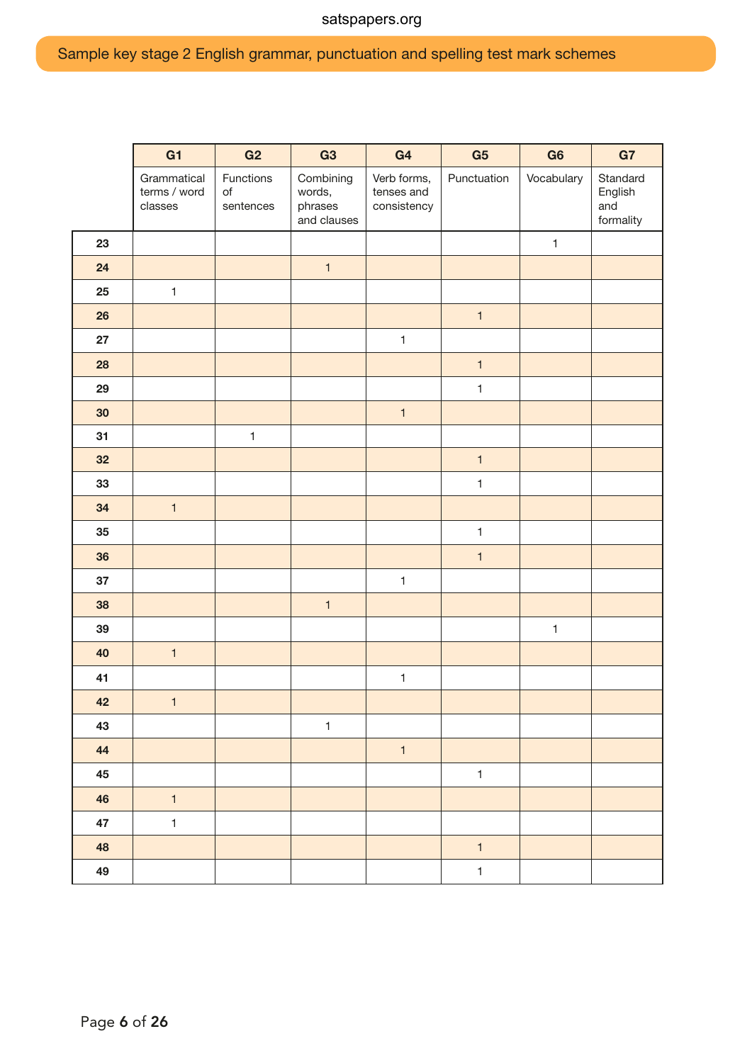| | G1 | G2 | G3 | G4 | G5 | G6 | G7 |
|---|---|---|---|---|---|---|---|
| | Grammatical terms / word classes | Functions of sentences | Combining words, phrases and clauses | Verb forms, tenses and consistency | Punctuation | Vocabulary | Standard English and formality |
| **23** | | | | | | 1 | |
| **24** | | | 1 | | | | |
| **25** | 1 | | | | | | |
| **26** | | | | | 1 | | |
| **27** | | | | 1 | | | |
| **28** | | | | | 1 | | |
| **29** | | | | | 1 | | |
| **30** | | | | 1 | | | |
| **31** | | 1 | | | | | |
| **32** | | | | | 1 | | |
| **33** | | | | | 1 | | |
| **34** | 1 | | | | | | |
| **35** | | | | | 1 | | |
| **36** | | | | | 1 | | |
| **37** | | | | 1 | | | |
| **38** | | | 1 | | | | |
| **39** | | | | | | 1 | |
| **40** | 1 | | | | | | |
| **41** | | | | 1 | | | |
| **42** | 1 | | | | | | |
| **43** | | | 1 | | | | |
| **44** | | | | 1 | | | |
| **45** | | | | | 1 | | |
| **46** | 1 | | | | | | |
| **47** | 1 | | | | | | |
| **48** | | | | | 1 | | |
| **49** | | | | | 1 | | |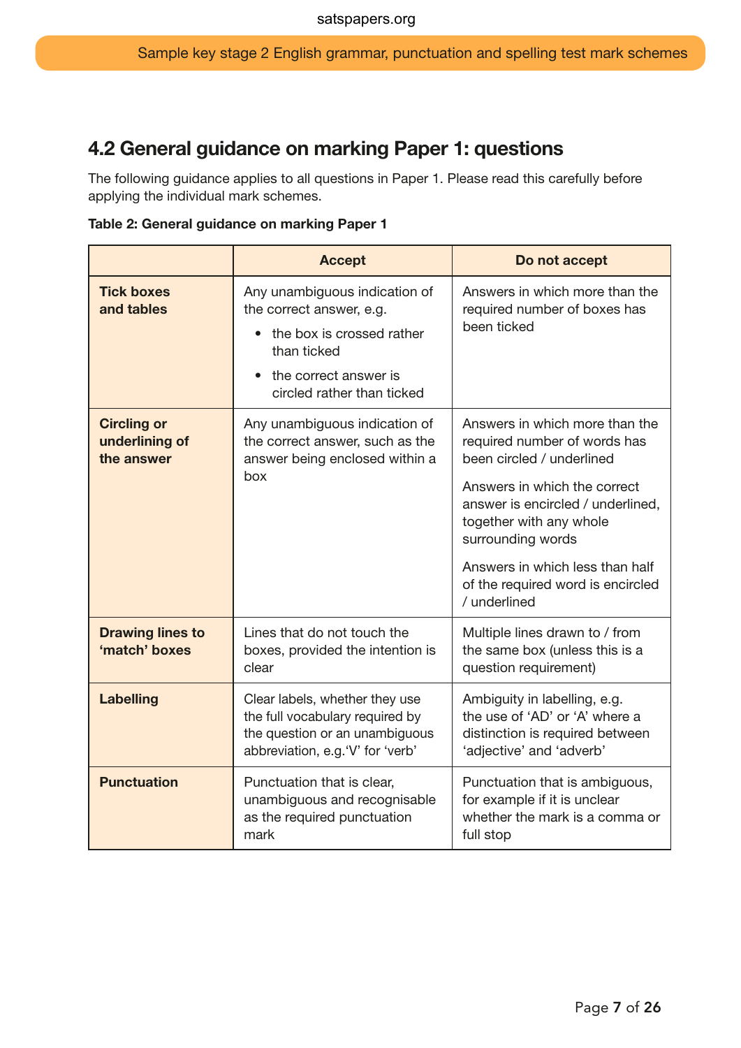## 4.2 General guidance on marking Paper 1: questions

The following guidance applies to all questions in Paper 1. Please read this carefully before applying the individual mark schemes.

**Table 2: General guidance on marking Paper 1**

| | Accept | Do not accept |
|---|---|---|
| **Tick boxes and tables** | Any unambiguous indication of the correct answer, e.g.<br>• the box is crossed rather than ticked<br>• the correct answer is circled rather than ticked | Answers in which more than the required number of boxes has been ticked |
| **Circling or underlining of the answer** | Any unambiguous indication of the correct answer, such as the answer being enclosed within a box | Answers in which more than the required number of words has been circled / underlined<br><br>Answers in which the correct answer is encircled / underlined, together with any whole surrounding words<br><br>Answers in which less than half of the required word is encircled / underlined |
| **Drawing lines to 'match' boxes** | Lines that do not touch the boxes, provided the intention is clear | Multiple lines drawn to / from the same box (unless this is a question requirement) |
| **Labelling** | Clear labels, whether they use the full vocabulary required by the question or an unambiguous abbreviation, e.g.'V' for 'verb' | Ambiguity in labelling, e.g. the use of 'AD' or 'A' where a distinction is required between 'adjective' and 'adverb' |
| **Punctuation** | Punctuation that is clear, unambiguous and recognisable as the required punctuation mark | Punctuation that is ambiguous, for example if it is unclear whether the mark is a comma or full stop |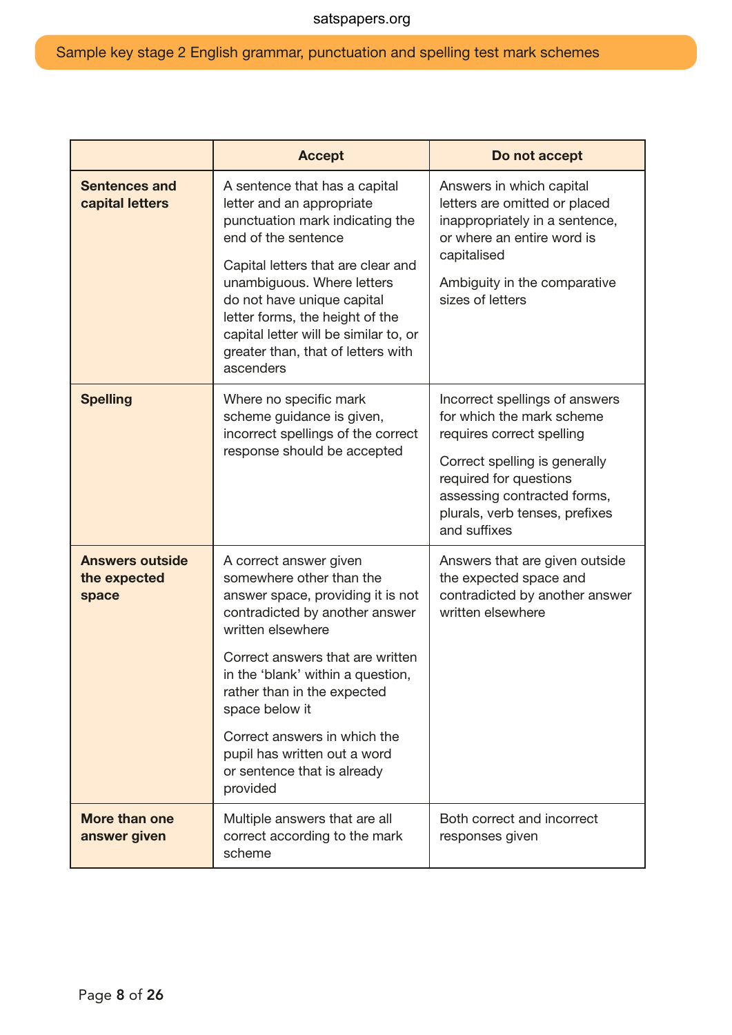| | Accept | Do not accept |
|---|---|---|
| **Sentences and capital letters** | A sentence that has a capital letter and an appropriate punctuation mark indicating the end of the sentence<br><br>Capital letters that are clear and unambiguous. Where letters do not have unique capital letter forms, the height of the capital letter will be similar to, or greater than, that of letters with ascenders | Answers in which capital letters are omitted or placed inappropriately in a sentence, or where an entire word is capitalised<br><br>Ambiguity in the comparative sizes of letters |
| **Spelling** | Where no specific mark scheme guidance is given, incorrect spellings of the correct response should be accepted | Incorrect spellings of answers for which the mark scheme requires correct spelling<br><br>Correct spelling is generally required for questions assessing contracted forms, plurals, verb tenses, prefixes and suffixes |
| **Answers outside the expected space** | A correct answer given somewhere other than the answer space, providing it is not contradicted by another answer written elsewhere<br><br>Correct answers that are written in the 'blank' within a question, rather than in the expected space below it<br><br>Correct answers in which the pupil has written out a word or sentence that is already provided | Answers that are given outside the expected space and contradicted by another answer written elsewhere |
| **More than one answer given** | Multiple answers that are all correct according to the mark scheme | Both correct and incorrect responses given |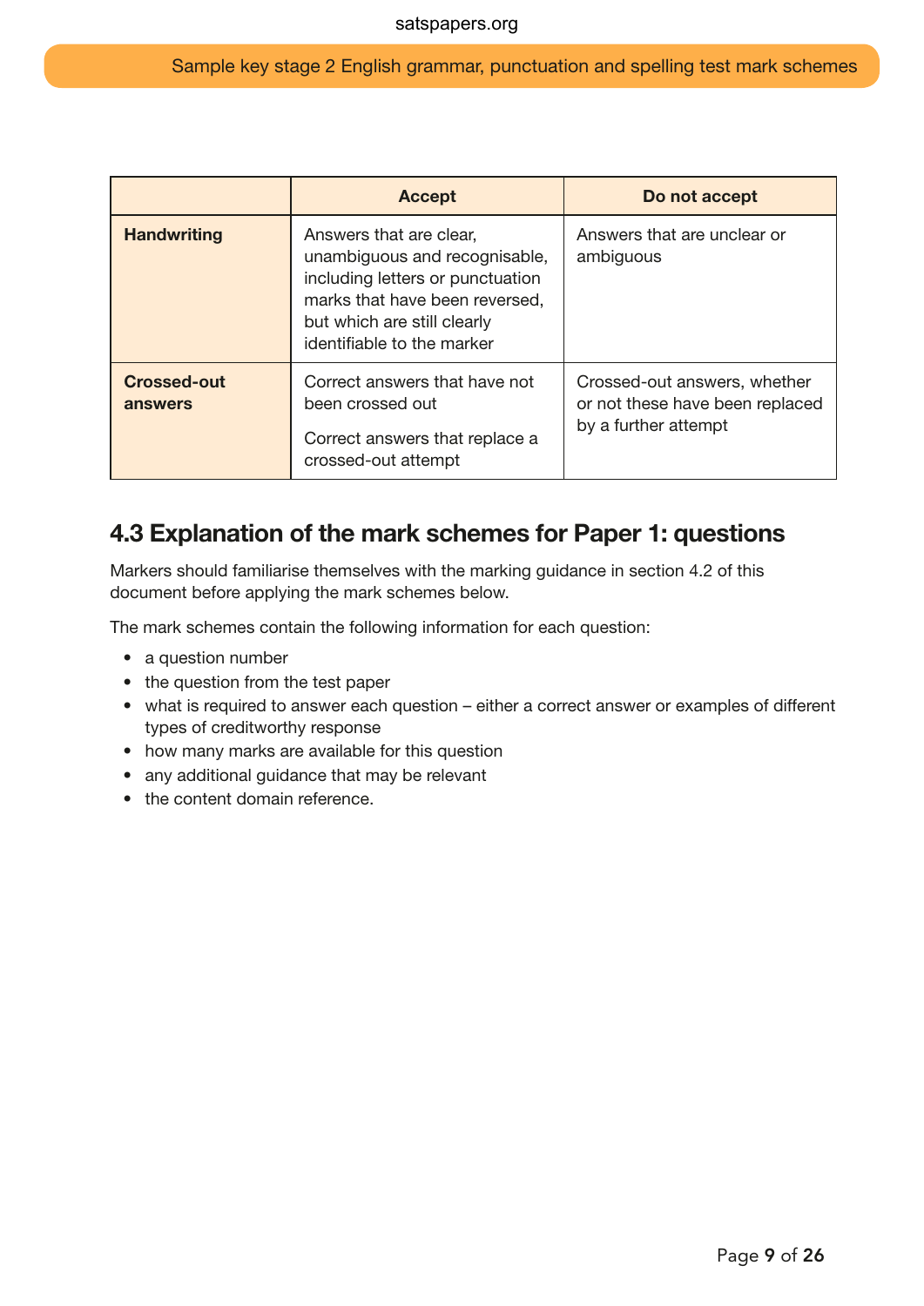| | Accept | Do not accept |
|---|---|---|
| **Handwriting** | Answers that are clear, unambiguous and recognisable, including letters or punctuation marks that have been reversed, but which are still clearly identifiable to the marker | Answers that are unclear or ambiguous |
| **Crossed-out answers** | Correct answers that have not been crossed out<br><br>Correct answers that replace a crossed-out attempt | Crossed-out answers, whether or not these have been replaced by a further attempt |

## 4.3 Explanation of the mark schemes for Paper 1: questions

Markers should familiarise themselves with the marking guidance in section 4.2 of this document before applying the mark schemes below.

The mark schemes contain the following information for each question:

- a question number
- the question from the test paper
- what is required to answer each question – either a correct answer or examples of different types of creditworthy response
- how many marks are available for this question
- any additional guidance that may be relevant
- the content domain reference.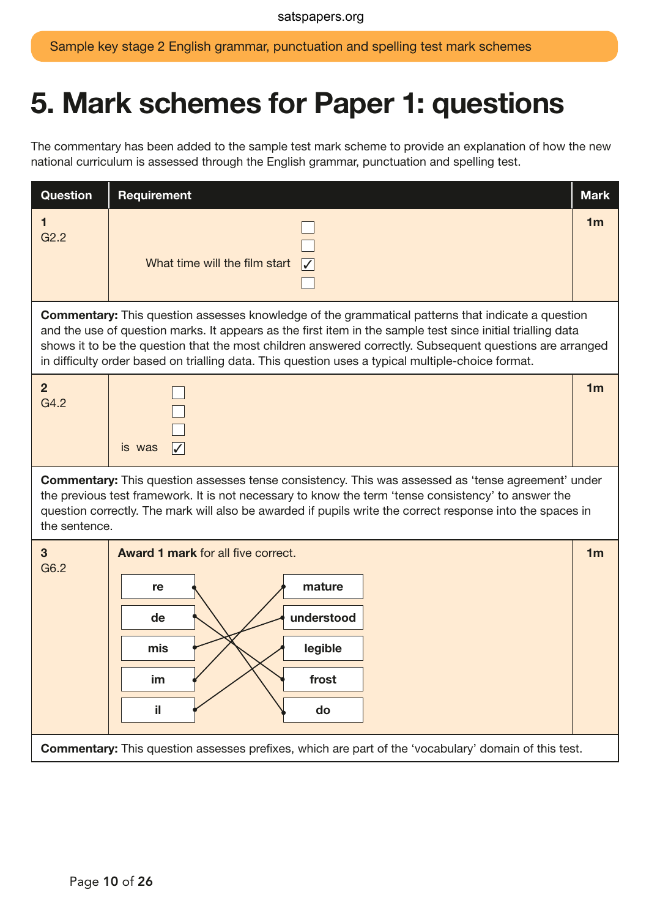# 5. Mark schemes for Paper 1: questions

The commentary has been added to the sample test mark scheme to provide an explanation of how the new national curriculum is assessed through the English grammar, punctuation and spelling test.

| Question | Requirement | Mark |
|---|---|---|
| **1**<br>G2.2 | ☐<br>☐<br>What time will the film start ☑<br>☐ | **1m** |
| **Commentary:** This question assesses knowledge of the grammatical patterns that indicate a question and the use of question marks. It appears as the first item in the sample test since initial trialling data shows it to be the question that the most children answered correctly. Subsequent questions are arranged in difficulty order based on trialling data. This question uses a typical multiple-choice format. | | |
| **2**<br>G4.2 | ☐<br>☐<br>☐<br>is was ☑ | **1m** |
| **Commentary:** This question assesses tense consistency. This was assessed as 'tense agreement' under the previous test framework. It is not necessary to know the term 'tense consistency' to answer the question correctly. The mark will also be awarded if pupils write the correct response into the spaces in the sentence. | | |
| **3**<br>G6.2 | **Award 1 mark** for all five correct.<br>**re** — **do**<br>**de** — **frost**<br>**mis** — **understood**<br>**im** — **mature**<br>**il** — **legible** | **1m** |
| **Commentary:** This question assesses prefixes, which are part of the 'vocabulary' domain of this test. | | |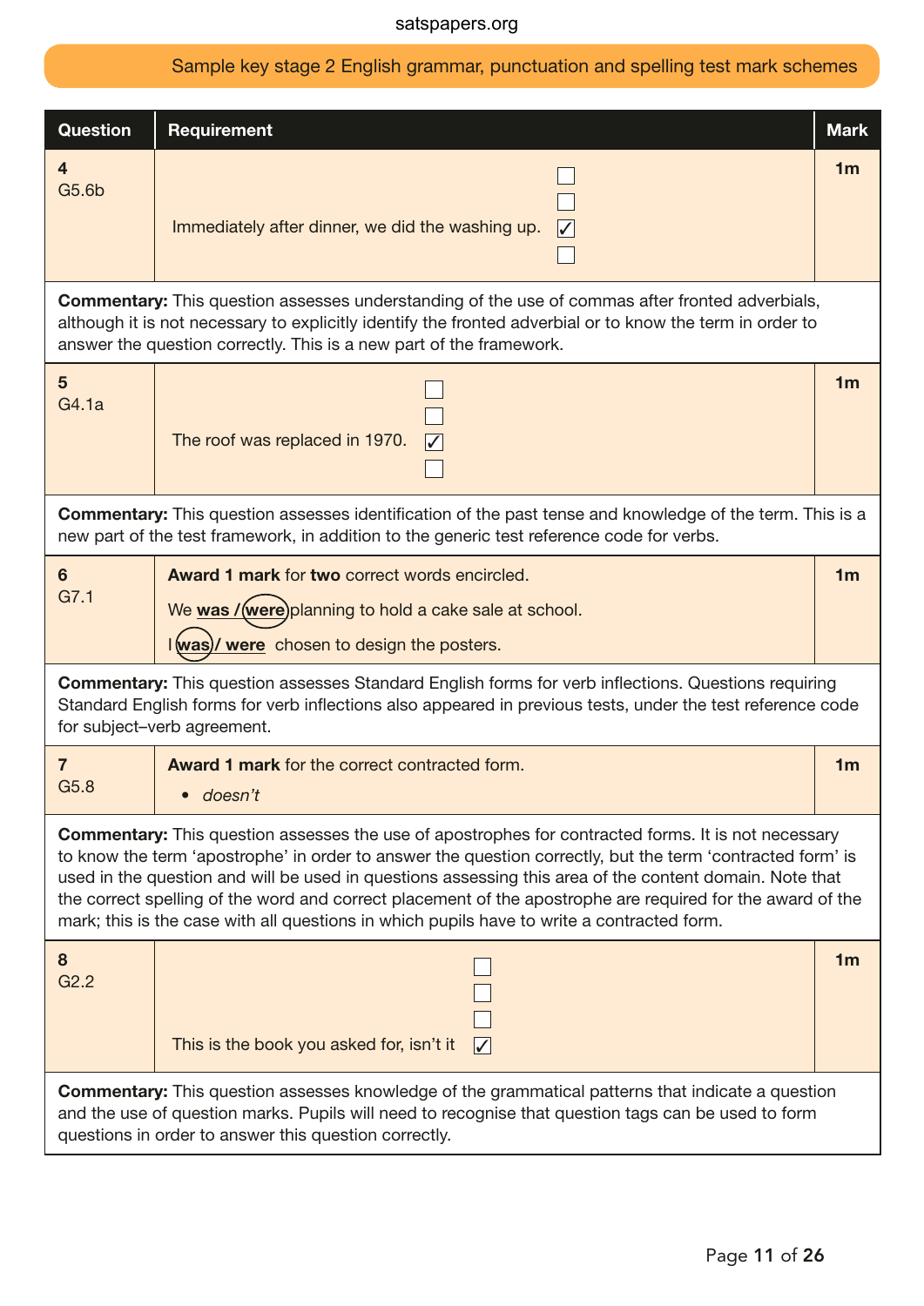## Sample key stage 2 English grammar, punctuation and spelling test mark schemes

| Question | Requirement | Mark |
|---|---|---|
| 4<br>G5.6b | ☐<br>☐<br>Immediately after dinner, we did the washing up. ☑<br>☐ | 1m |
| **Commentary:** This question assesses understanding of the use of commas after fronted adverbials, although it is not necessary to explicitly identify the fronted adverbial or to know the term in order to answer the question correctly. This is a new part of the framework. | | |
| 5<br>G4.1a | ☐<br>☐<br>The roof was replaced in 1970. ☑<br>☐ | 1m |
| **Commentary:** This question assesses identification of the past tense and knowledge of the term. This is a new part of the test framework, in addition to the generic test reference code for verbs. | | |
| 6<br>G7.1 | **Award 1 mark** for **two** correct words encircled.<br>We **was** / (**were**) planning to hold a cake sale at school.<br>I (**was**) / **were** chosen to design the posters. | 1m |
| **Commentary:** This question assesses Standard English forms for verb inflections. Questions requiring Standard English forms for verb inflections also appeared in previous tests, under the test reference code for subject–verb agreement. | | |
| 7<br>G5.8 | **Award 1 mark** for the correct contracted form.<br>• *doesn't* | 1m |
| **Commentary:** This question assesses the use of apostrophes for contracted forms. It is not necessary to know the term 'apostrophe' in order to answer the question correctly, but the term 'contracted form' is used in the question and will be used in questions assessing this area of the content domain. Note that the correct spelling of the word and correct placement of the apostrophe are required for the award of the mark; this is the case with all questions in which pupils have to write a contracted form. | | |
| 8<br>G2.2 | ☐<br>☐<br>☐<br>This is the book you asked for, isn't it ☑ | 1m |
| **Commentary:** This question assesses knowledge of the grammatical patterns that indicate a question and the use of question marks. Pupils will need to recognise that question tags can be used to form questions in order to answer this question correctly. | | |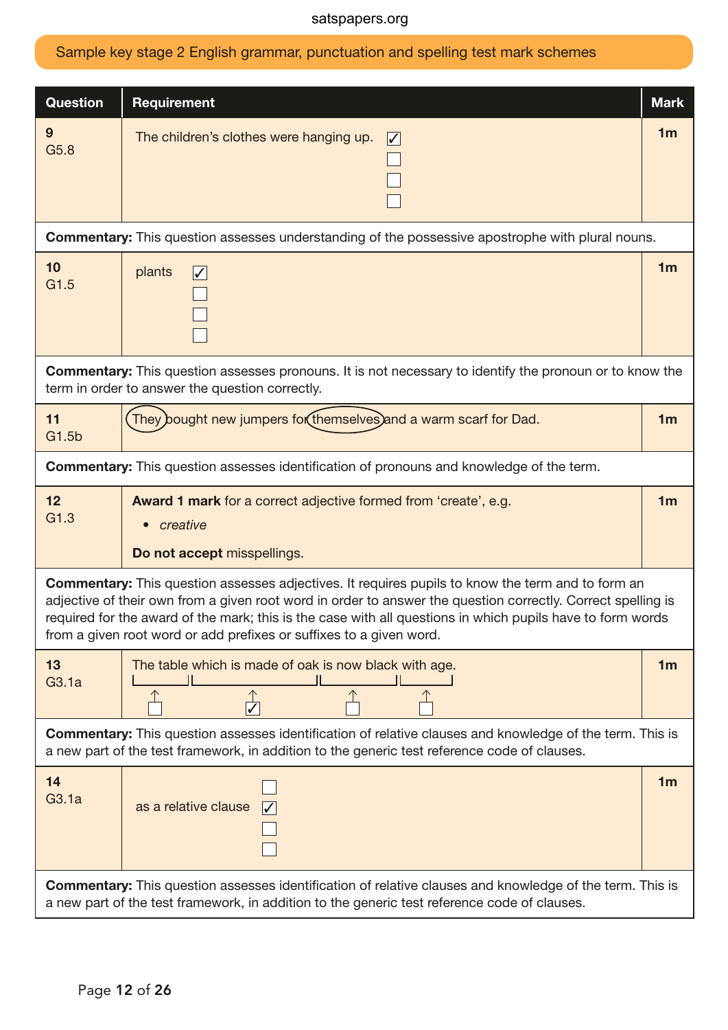Sample key stage 2 English grammar, punctuation and spelling test mark schemes

| Question | Requirement | Mark |
|---|---|---|
| 9<br>G5.8 | The children's clothes were hanging up. ☑<br>☐<br>☐<br>☐ | 1m |
| **Commentary:** This question assesses understanding of the possessive apostrophe with plural nouns. | | |
| 10<br>G1.5 | plants ☑<br>☐<br>☐<br>☐ | 1m |
| **Commentary:** This question assesses pronouns. It is not necessary to identify the pronoun or to know the term in order to answer the question correctly. | | |
| 11<br>G1.5b | (They) bought new jumpers for (themselves) and a warm scarf for Dad. | 1m |
| **Commentary:** This question assesses identification of pronouns and knowledge of the term. | | |
| 12<br>G1.3 | **Award 1 mark** for a correct adjective formed from 'create', e.g.<br>• *creative*<br>**Do not accept** misspellings. | 1m |
| **Commentary:** This question assesses adjectives. It requires pupils to know the term and to form an adjective of their own from a given root word in order to answer the question correctly. Correct spelling is required for the award of the mark; this is the case with all questions in which pupils have to form words from a given root word or add prefixes or suffixes to a given word. | | |
| 13<br>G3.1a | The table which is made of oak is now black with age.<br>[The table] ☐ [which is made of oak] ☑ [is now black] ☐ [with age.] ☐ | 1m |
| **Commentary:** This question assesses identification of relative clauses and knowledge of the term. This is a new part of the test framework, in addition to the generic test reference code of clauses. | | |
| 14<br>G3.1a | ☐<br>as a relative clause ☑<br>☐<br>☐ | 1m |
| **Commentary:** This question assesses identification of relative clauses and knowledge of the term. This is a new part of the test framework, in addition to the generic test reference code of clauses. | | |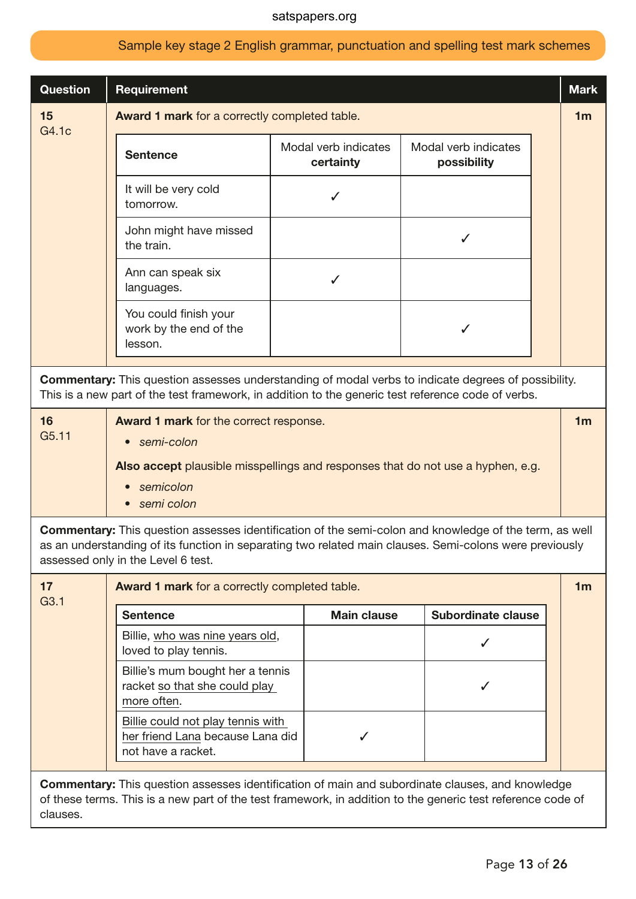| Question | Requirement | Mark |
|---|---|---|
| **15** G4.1c | **Award 1 mark** for a correctly completed table. | **1m** |

| Sentence | Modal verb indicates **certainty** | Modal verb indicates **possibility** |
|---|---|---|
| It will be very cold tomorrow. | ✓ | |
| John might have missed the train. | | ✓ |
| Ann can speak six languages. | ✓ | |
| You could finish your work by the end of the lesson. | | ✓ |

**Commentary:** This question assesses understanding of modal verbs to indicate degrees of possibility. This is a new part of the test framework, in addition to the generic test reference code of verbs.

| Question | Requirement | Mark |
|---|---|---|
| **16** G5.11 | **Award 1 mark** for the correct response. | **1m** |

- *semi-colon*

**Also accept** plausible misspellings and responses that do not use a hyphen, e.g.

- *semicolon*
- *semi colon*

**Commentary:** This question assesses identification of the semi-colon and knowledge of the term, as well as an understanding of its function in separating two related main clauses. Semi-colons were previously assessed only in the Level 6 test.

| Question | Requirement | Mark |
|---|---|---|
| **17** G3.1 | **Award 1 mark** for a correctly completed table. | **1m** |

| Sentence | Main clause | Subordinate clause |
|---|---|---|
| Billie, <u>who was nine years old</u>, loved to play tennis. | | ✓ |
| Billie's mum bought her a tennis racket <u>so that she could play more often</u>. | | ✓ |
| <u>Billie could not play tennis with her friend Lana</u> because Lana did not have a racket. | ✓ | |

**Commentary:** This question assesses identification of main and subordinate clauses, and knowledge of these terms. This is a new part of the test framework, in addition to the generic test reference code of clauses.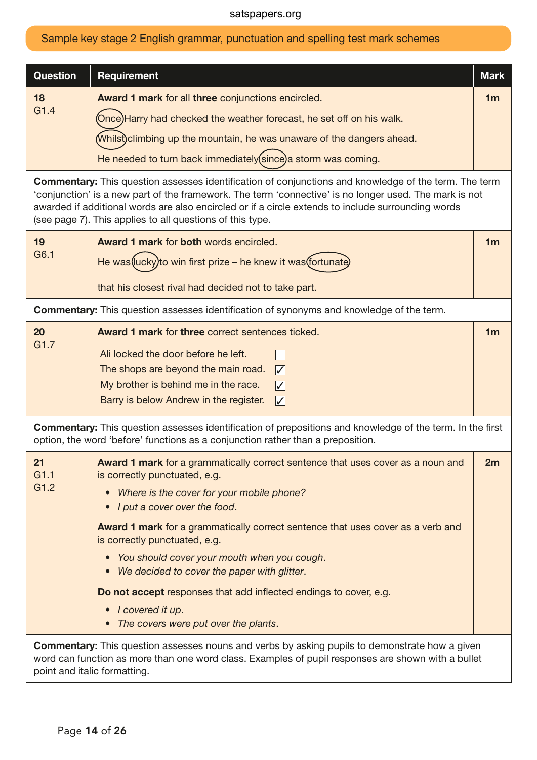Sample key stage 2 English grammar, punctuation and spelling test mark schemes

| Question | Requirement | Mark |
|---|---|---|
| **18** G1.4 | **Award 1 mark** for all **three** conjunctions encircled.<br><br>(Once) Harry had checked the weather forecast, he set off on his walk.<br><br>(Whilst) climbing up the mountain, he was unaware of the dangers ahead.<br><br>He needed to turn back immediately (since) a storm was coming. | **1m** |

**Commentary:** This question assesses identification of conjunctions and knowledge of the term. The term 'conjunction' is a new part of the framework. The term 'connective' is no longer used. The mark is not awarded if additional words are also encircled or if a circle extends to include surrounding words (see page 7). This applies to all questions of this type.

| Question | Requirement | Mark |
|---|---|---|
| **19** G6.1 | **Award 1 mark** for **both** words encircled.<br><br>He was (lucky) to win first prize – he knew it was (fortunate) that his closest rival had decided not to take part. | **1m** |

**Commentary:** This question assesses identification of synonyms and knowledge of the term.

| Question | Requirement | Mark |
|---|---|---|
| **20** G1.7 | **Award 1 mark** for **three** correct sentences ticked.<br><br>Ali locked the door before he left. ☐<br>The shops are beyond the main road. ✓<br>My brother is behind me in the race. ✓<br>Barry is below Andrew in the register. ✓ | **1m** |

**Commentary:** This question assesses identification of prepositions and knowledge of the term. In the first option, the word 'before' functions as a conjunction rather than a preposition.

| Question | Requirement | Mark |
|---|---|---|
| **21** G1.1 G1.2 | **Award 1 mark** for a grammatically correct sentence that uses cover as a noun and is correctly punctuated, e.g.<br>• *Where is the cover for your mobile phone?*<br>• *I put a cover over the food*.<br><br>**Award 1 mark** for a grammatically correct sentence that uses cover as a verb and is correctly punctuated, e.g.<br>• *You should cover your mouth when you cough*.<br>• *We decided to cover the paper with glitter*.<br><br>**Do not accept** responses that add inflected endings to cover, e.g.<br>• *I covered it up*.<br>• *The covers were put over the plants*. | **2m** |

**Commentary:** This question assesses nouns and verbs by asking pupils to demonstrate how a given word can function as more than one word class. Examples of pupil responses are shown with a bullet point and italic formatting.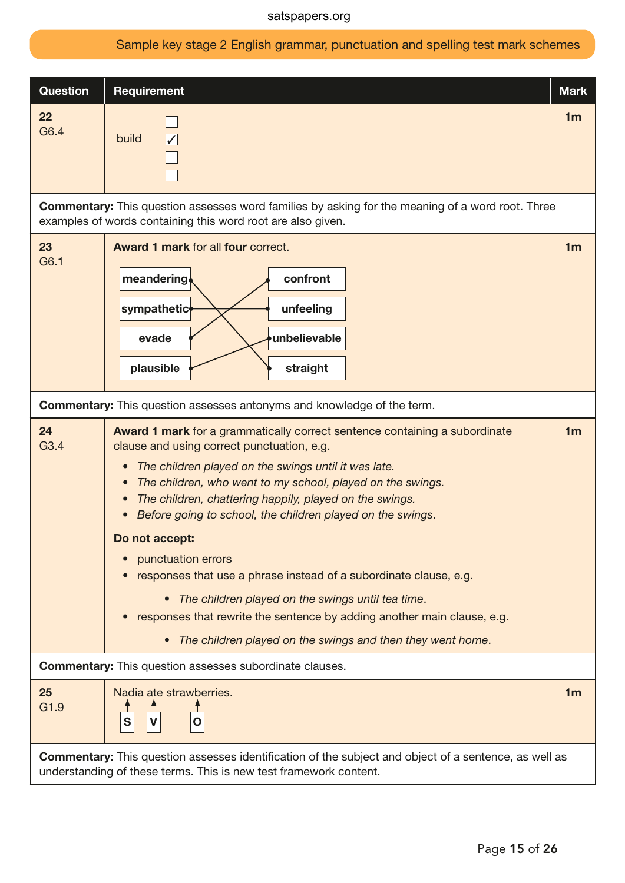| Question | Requirement | Mark |
|---|---|---|
| **22** G6.4 | build ☐ ☑ ☐ ☐ | **1m** |

**Commentary:** This question assesses word families by asking for the meaning of a word root. Three examples of words containing this word root are also given.

| Question | Requirement | Mark |
|---|---|---|
| **23** G6.1 | **Award 1 mark** for all **four** correct.<br><br>**meandering** → **straight**<br>**sympathetic** → **unfeeling**<br>**evade** → **confront**<br>**plausible** → **unbelievable** | **1m** |

**Commentary:** This question assesses antonyms and knowledge of the term.

| Question | Requirement | Mark |
|---|---|---|
| **24** G3.4 | **Award 1 mark** for a grammatically correct sentence containing a subordinate clause and using correct punctuation, e.g.<br>• *The children played on the swings until it was late.*<br>• *The children, who went to my school, played on the swings.*<br>• *The children, chattering happily, played on the swings.*<br>• *Before going to school, the children played on the swings*.<br><br>**Do not accept:**<br>• punctuation errors<br>• responses that use a phrase instead of a subordinate clause, e.g.<br>  • *The children played on the swings until tea time*.<br>• responses that rewrite the sentence by adding another main clause, e.g.<br>  • *The children played on the swings and then they went home*. | **1m** |

**Commentary:** This question assesses subordinate clauses.

| Question | Requirement | Mark |
|---|---|---|
| **25** G1.9 | Nadia ate strawberries.<br>Nadia → **S**, ate → **V**, strawberries → **O** | **1m** |

**Commentary:** This question assesses identification of the subject and object of a sentence, as well as understanding of these terms. This is new test framework content.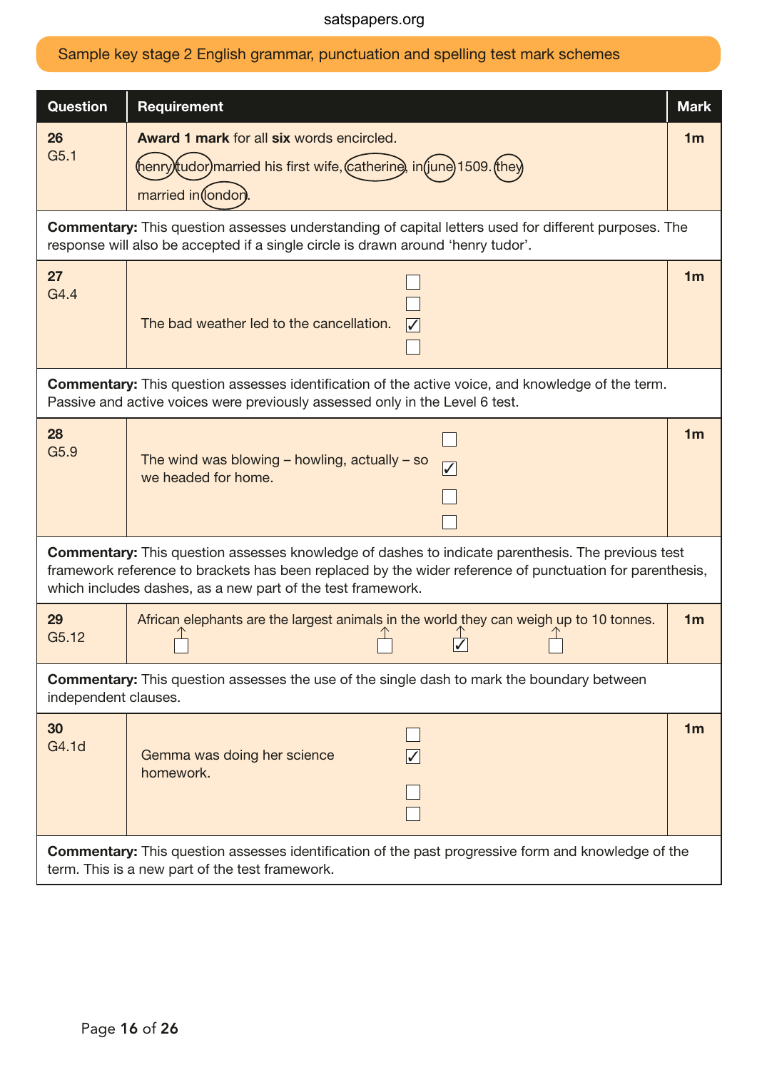Sample key stage 2 English grammar, punctuation and spelling test mark schemes

| Question | Requirement | Mark |
|---|---|---|
| 26<br>G5.1 | **Award 1 mark** for all **six** words encircled.<br>(henry)(tudor) married his first wife, (catherine), in (june) 1509. (they) married in (london). | 1m |
| **Commentary:** This question assesses understanding of capital letters used for different purposes. The response will also be accepted if a single circle is drawn around 'henry tudor'. | | |
| 27<br>G4.4 | The bad weather led to the cancellation.<br>☐<br>☐<br>☑<br>☐ | 1m |
| **Commentary:** This question assesses identification of the active voice, and knowledge of the term. Passive and active voices were previously assessed only in the Level 6 test. | | |
| 28<br>G5.9 | The wind was blowing – howling, actually – so we headed for home.<br>☐<br>☑<br>☐<br>☐ | 1m |
| **Commentary:** This question assesses knowledge of dashes to indicate parenthesis. The previous test framework reference to brackets has been replaced by the wider reference of punctuation for parenthesis, which includes dashes, as a new part of the test framework. | | |
| 29<br>G5.12 | African ☐ elephants are the largest animals ☐ in the world ☑ they can weigh ☐ up to 10 tonnes. | 1m |
| **Commentary:** This question assesses the use of the single dash to mark the boundary between independent clauses. | | |
| 30<br>G4.1d | Gemma was doing her science homework.<br>☐<br>☑<br>☐<br>☐ | 1m |
| **Commentary:** This question assesses identification of the past progressive form and knowledge of the term. This is a new part of the test framework. | | |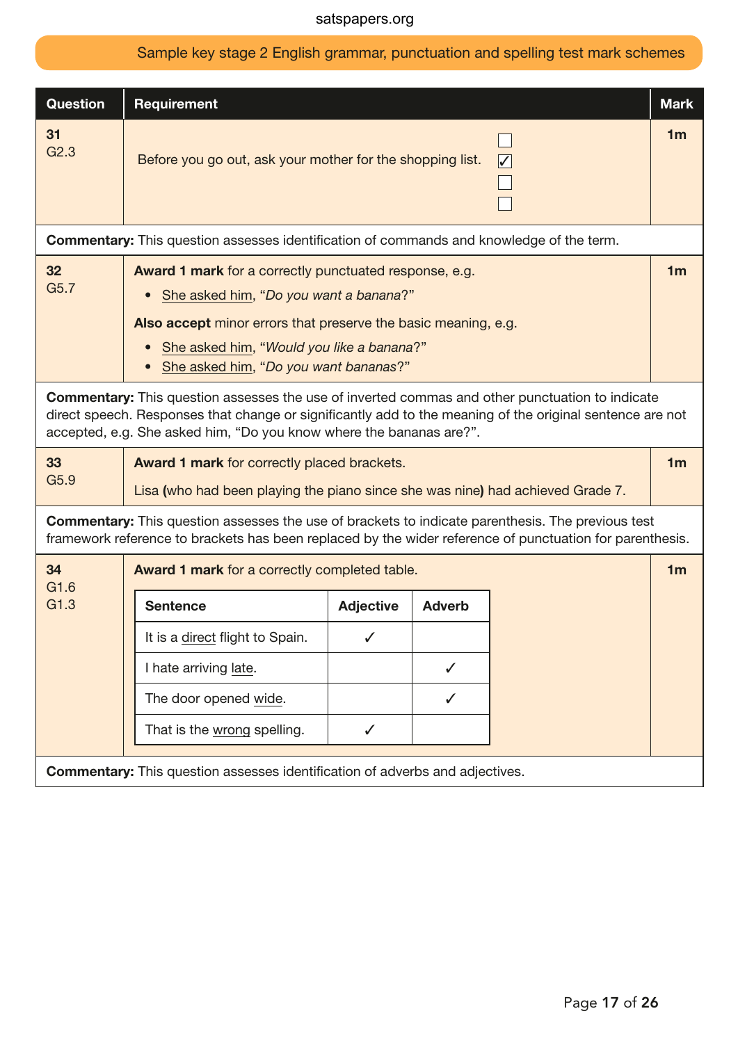Sample key stage 2 English grammar, punctuation and spelling test mark schemes

| Question | Requirement | Mark |
|---|---|---|
| 31<br>G2.3 | Before you go out, ask your mother for the shopping list. ☐ ☑ ☐ ☐ | 1m |
| **Commentary:** This question assesses identification of commands and knowledge of the term. | | |
| 32<br>G5.7 | **Award 1 mark** for a correctly punctuated response, e.g.<br>• <u>She asked him</u>, “*Do you want a banana*?”<br>**Also accept** minor errors that preserve the basic meaning, e.g.<br>• <u>She asked him</u>, “*Would you like a banana*?”<br>• <u>She asked him</u>, “*Do you want bananas*?” | 1m |
| **Commentary:** This question assesses the use of inverted commas and other punctuation to indicate direct speech. Responses that change or significantly add to the meaning of the original sentence are not accepted, e.g. She asked him, “Do you know where the bananas are?”. | | |
| 33<br>G5.9 | **Award 1 mark** for correctly placed brackets.<br>Lisa **(**who had been playing the piano since she was nine**)** had achieved Grade 7. | 1m |
| **Commentary:** This question assesses the use of brackets to indicate parenthesis. The previous test framework reference to brackets has been replaced by the wider reference of punctuation for parenthesis. | | |
| 34<br>G1.6<br>G1.3 | **Award 1 mark** for a correctly completed table. (see table below) | 1m |
| **Commentary:** This question assesses identification of adverbs and adjectives. | | |

Question 34 table:

| Sentence | Adjective | Adverb |
|---|---|---|
| It is a <u>direct</u> flight to Spain. | ✓ | |
| I hate arriving <u>late</u>. | | ✓ |
| The door opened <u>wide</u>. | | ✓ |
| That is the <u>wrong</u> spelling. | ✓ | |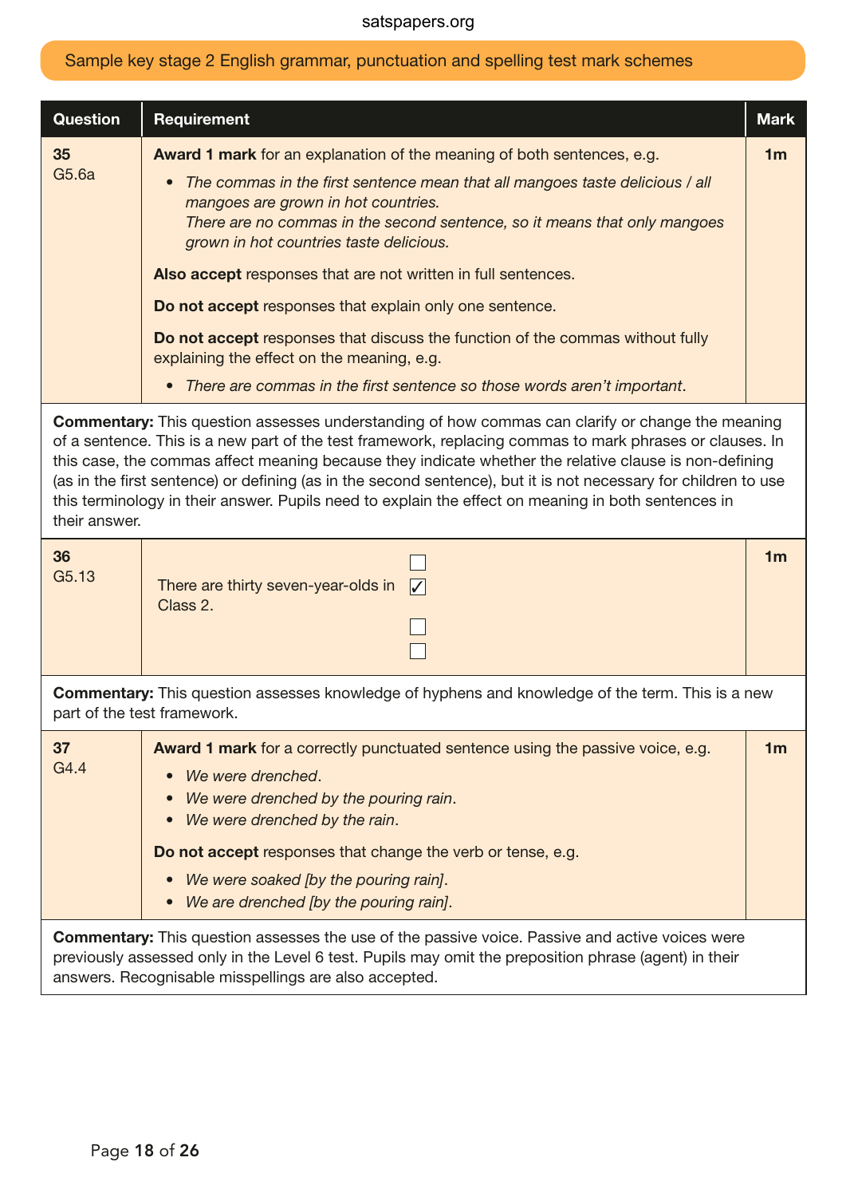Sample key stage 2 English grammar, punctuation and spelling test mark schemes

| Question | Requirement | Mark |
|---|---|---|
| **35** G5.6a | **Award 1 mark** for an explanation of the meaning of both sentences, e.g.<br>• *The commas in the first sentence mean that all mangoes taste delicious / all mangoes are grown in hot countries. There are no commas in the second sentence, so it means that only mangoes grown in hot countries taste delicious.*<br><br>**Also accept** responses that are not written in full sentences.<br><br>**Do not accept** responses that explain only one sentence.<br><br>**Do not accept** responses that discuss the function of the commas without fully explaining the effect on the meaning, e.g.<br>• *There are commas in the first sentence so those words aren't important*. | **1m** |
| **Commentary:** This question assesses understanding of how commas can clarify or change the meaning of a sentence. This is a new part of the test framework, replacing commas to mark phrases or clauses. In this case, the commas affect meaning because they indicate whether the relative clause is non-defining (as in the first sentence) or defining (as in the second sentence), but it is not necessary for children to use this terminology in their answer. Pupils need to explain the effect on meaning in both sentences in their answer. | | |
| **36** G5.13 | There are thirty seven-year-olds in Class 2.<br>☐<br>☑<br>☐<br>☐ | **1m** |
| **Commentary:** This question assesses knowledge of hyphens and knowledge of the term. This is a new part of the test framework. | | |
| **37** G4.4 | **Award 1 mark** for a correctly punctuated sentence using the passive voice, e.g.<br>• *We were drenched*.<br>• *We were drenched by the pouring rain*.<br>• *We were drenched by the rain*.<br><br>**Do not accept** responses that change the verb or tense, e.g.<br>• *We were soaked [by the pouring rain]*.<br>• *We are drenched [by the pouring rain]*. | **1m** |
| **Commentary:** This question assesses the use of the passive voice. Passive and active voices were previously assessed only in the Level 6 test. Pupils may omit the preposition phrase (agent) in their answers. Recognisable misspellings are also accepted. | | |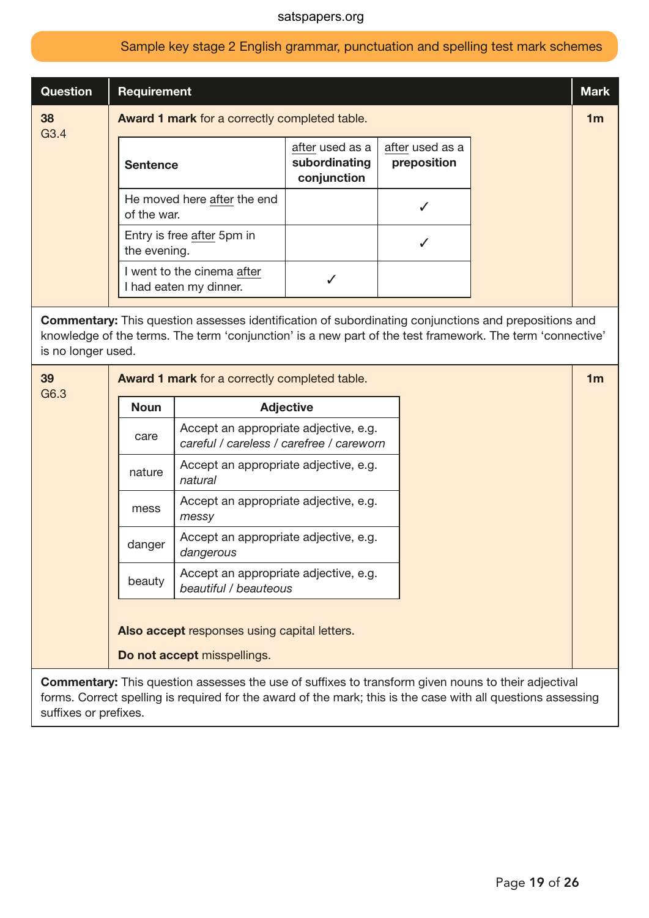| Question | Requirement | Mark |
|---|---|---|
| **38** G3.4 | **Award 1 mark** for a correctly completed table. | **1m** |

| Sentence | after used as a **subordinating conjunction** | after used as a **preposition** |
|---|---|---|
| He moved here after the end of the war. | | ✓ |
| Entry is free after 5pm in the evening. | | ✓ |
| I went to the cinema after I had eaten my dinner. | ✓ | |

**Commentary:** This question assesses identification of subordinating conjunctions and prepositions and knowledge of the terms. The term 'conjunction' is a new part of the test framework. The term 'connective' is no longer used.

| Question | Requirement | Mark |
|---|---|---|
| **39** G6.3 | **Award 1 mark** for a correctly completed table. | **1m** |

| Noun | Adjective |
|---|---|
| care | Accept an appropriate adjective, e.g. *careful / careless / carefree / careworn* |
| nature | Accept an appropriate adjective, e.g. *natural* |
| mess | Accept an appropriate adjective, e.g. *messy* |
| danger | Accept an appropriate adjective, e.g. *dangerous* |
| beauty | Accept an appropriate adjective, e.g. *beautiful / beauteous* |

**Also accept** responses using capital letters.

**Do not accept** misspellings.

**Commentary:** This question assesses the use of suffixes to transform given nouns to their adjectival forms. Correct spelling is required for the award of the mark; this is the case with all questions assessing suffixes or prefixes.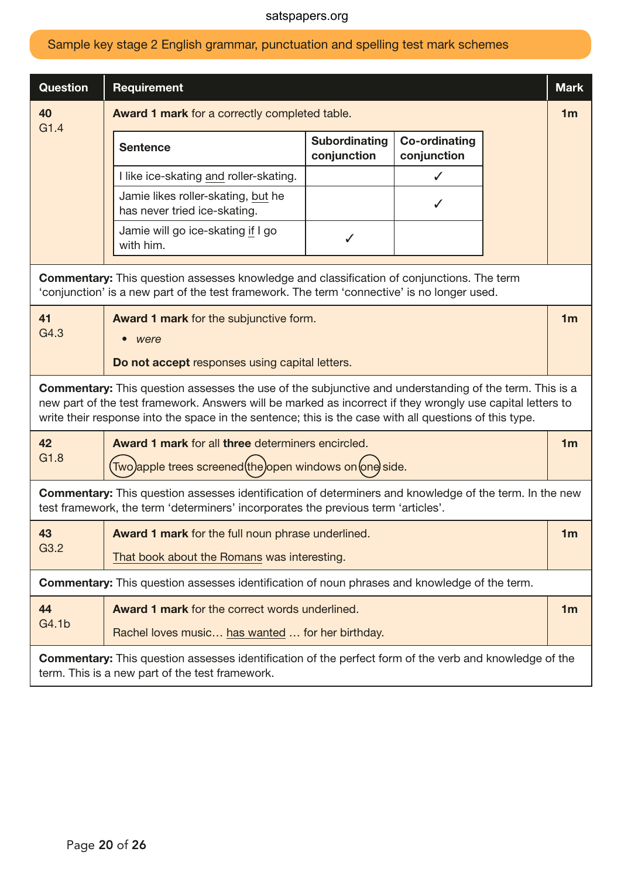## Sample key stage 2 English grammar, punctuation and spelling test mark schemes

| Question | Requirement | Mark |
|---|---|---|
| **40** G1.4 | **Award 1 mark** for a correctly completed table. | **1m** |

| Sentence | Subordinating conjunction | Co-ordinating conjunction |
|---|---|---|
| I like ice-skating <u>and</u> roller-skating. | | ✓ |
| Jamie likes roller-skating, <u>but</u> he has never tried ice-skating. | | ✓ |
| Jamie will go ice-skating <u>if</u> I go with him. | ✓ | |

**Commentary:** This question assesses knowledge and classification of conjunctions. The term 'conjunction' is a new part of the test framework. The term 'connective' is no longer used.

| Question | Requirement | Mark |
|---|---|---|
| **41** G4.3 | **Award 1 mark** for the subjunctive form.<br>• *were*<br>**Do not accept** responses using capital letters. | **1m** |

**Commentary:** This question assesses the use of the subjunctive and understanding of the term. This is a new part of the test framework. Answers will be marked as incorrect if they wrongly use capital letters to write their response into the space in the sentence; this is the case with all questions of this type.

| Question | Requirement | Mark |
|---|---|---|
| **42** G1.8 | **Award 1 mark** for all **three** determiners encircled.<br>(Two) apple trees screened (the) open windows on (one) side. | **1m** |

**Commentary:** This question assesses identification of determiners and knowledge of the term. In the new test framework, the term 'determiners' incorporates the previous term 'articles'.

| Question | Requirement | Mark |
|---|---|---|
| **43** G3.2 | **Award 1 mark** for the full noun phrase underlined.<br><u>That book about the Romans</u> was interesting. | **1m** |

**Commentary:** This question assesses identification of noun phrases and knowledge of the term.

| Question | Requirement | Mark |
|---|---|---|
| **44** G4.1b | **Award 1 mark** for the correct words underlined.<br>Rachel loves music… <u>has wanted</u> … for her birthday. | **1m** |

**Commentary:** This question assesses identification of the perfect form of the verb and knowledge of the term. This is a new part of the test framework.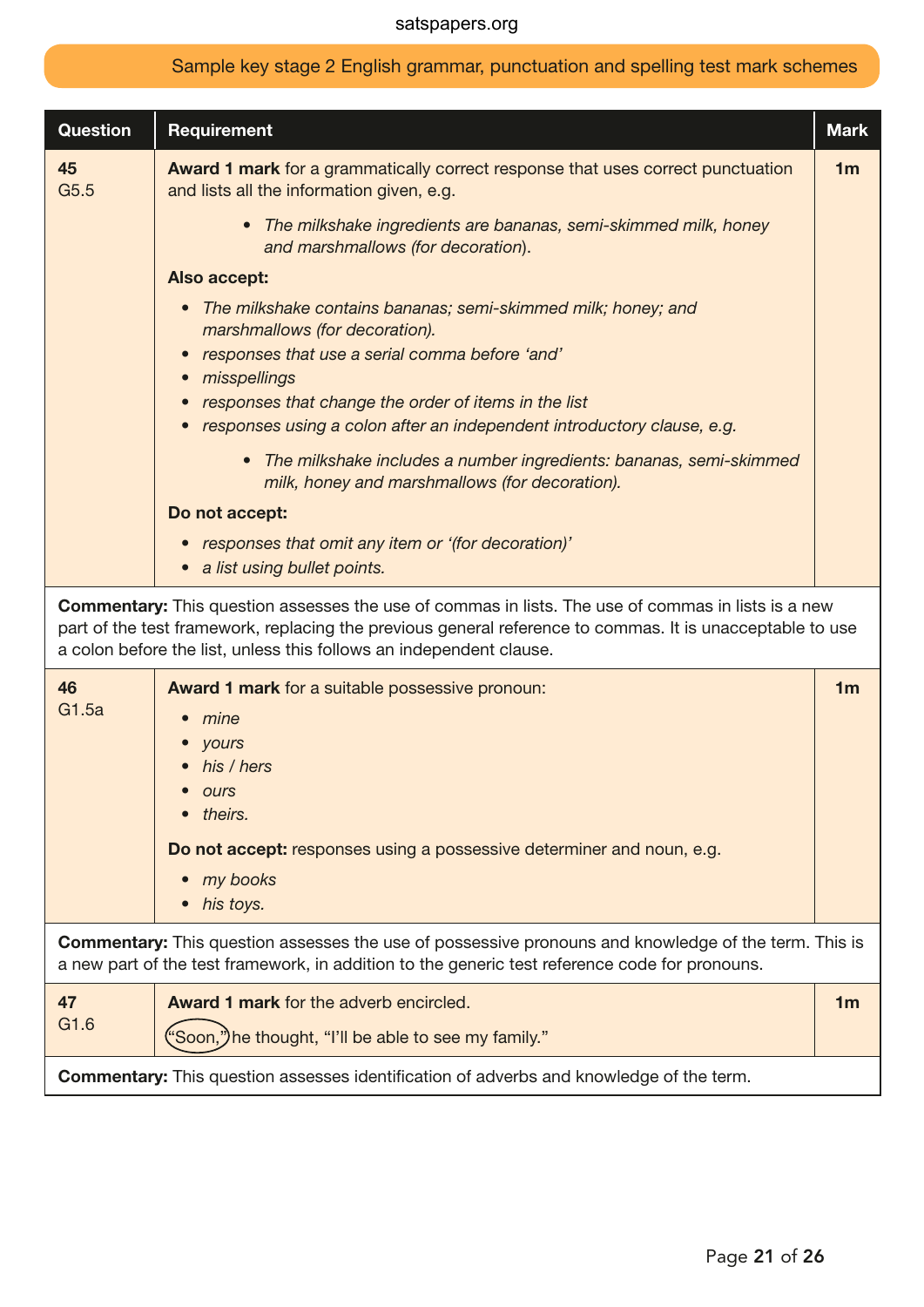| Question | Requirement | Mark |
| --- | --- | --- |
| **45** G5.5 | **Award 1 mark** for a grammatically correct response that uses correct punctuation and lists all the information given, e.g.<br>• *The milkshake ingredients are bananas, semi-skimmed milk, honey and marshmallows (for decoration).*<br>**Also accept:**<br>• *The milkshake contains bananas; semi-skimmed milk; honey; and marshmallows (for decoration).*<br>• *responses that use a serial comma before 'and'*<br>• *misspellings*<br>• *responses that change the order of items in the list*<br>• *responses using a colon after an independent introductory clause, e.g.*<br>  • *The milkshake includes a number ingredients: bananas, semi-skimmed milk, honey and marshmallows (for decoration).*<br>**Do not accept:**<br>• *responses that omit any item or '(for decoration)'*<br>• *a list using bullet points.* | 1m |
| **Commentary:** This question assesses the use of commas in lists. The use of commas in lists is a new part of the test framework, replacing the previous general reference to commas. It is unacceptable to use a colon before the list, unless this follows an independent clause. | | |
| **46** G1.5a | **Award 1 mark** for a suitable possessive pronoun:<br>• *mine*<br>• *yours*<br>• *his / hers*<br>• *ours*<br>• *theirs.*<br>**Do not accept:** responses using a possessive determiner and noun, e.g.<br>• *my books*<br>• *his toys.* | 1m |
| **Commentary:** This question assesses the use of possessive pronouns and knowledge of the term. This is a new part of the test framework, in addition to the generic test reference code for pronouns. | | |
| **47** G1.6 | **Award 1 mark** for the adverb encircled.<br>(“Soon,”) he thought, “I'll be able to see my family.” | 1m |
| **Commentary:** This question assesses identification of adverbs and knowledge of the term. | | |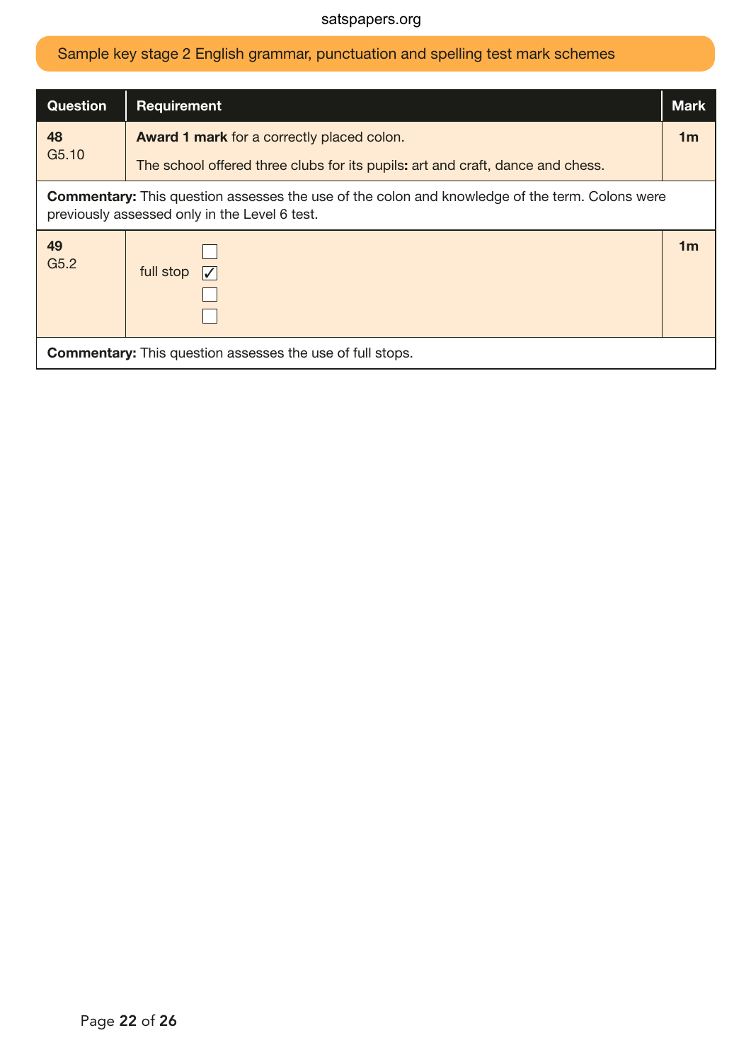## Sample key stage 2 English grammar, punctuation and spelling test mark schemes

| Question | Requirement | Mark |
|---|---|---|
| **48**<br>G5.10 | **Award 1 mark** for a correctly placed colon.<br><br>The school offered three clubs for its pupils**:** art and craft, dance and chess. | **1m** |
| **Commentary:** This question assesses the use of the colon and knowledge of the term. Colons were previously assessed only in the Level 6 test. | | |
| **49**<br>G5.2 | ☐<br>full stop ☑<br>☐<br>☐ | **1m** |
| **Commentary:** This question assesses the use of full stops. | | |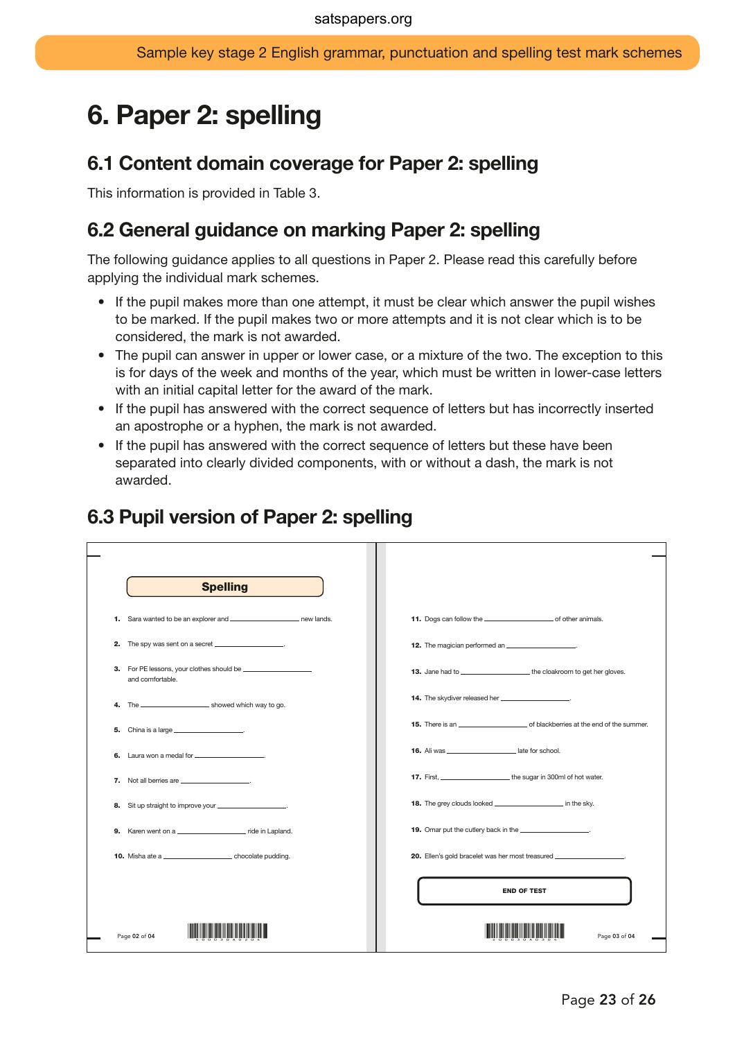# 6. Paper 2: spelling

## 6.1 Content domain coverage for Paper 2: spelling

This information is provided in Table 3.

## 6.2 General guidance on marking Paper 2: spelling

The following guidance applies to all questions in Paper 2. Please read this carefully before applying the individual mark schemes.

- If the pupil makes more than one attempt, it must be clear which answer the pupil wishes to be marked. If the pupil makes two or more attempts and it is not clear which is to be considered, the mark is not awarded.
- The pupil can answer in upper or lower case, or a mixture of the two. The exception to this is for days of the week and months of the year, which must be written in lower-case letters with an initial capital letter for the award of the mark.
- If the pupil has answered with the correct sequence of letters but has incorrectly inserted an apostrophe or a hyphen, the mark is not awarded.
- If the pupil has answered with the correct sequence of letters but these have been separated into clearly divided components, with or without a dash, the mark is not awarded.

## 6.3 Pupil version of Paper 2: spelling

**Spelling**

1. Sara wanted to be an explorer and __________ new lands.
2. The spy was sent on a secret __________.
3. For PE lessons, your clothes should be __________ and comfortable.
4. The __________ showed which way to go.
5. China is a large __________.
6. Laura won a medal for __________.
7. Not all berries are __________.
8. Sit up straight to improve your __________.
9. Karen went on a __________ ride in Lapland.
10. Misha ate a __________ chocolate pudding.

Page 02 of 04

11. Dogs can follow the __________ of other animals.
12. The magician performed an __________.
13. Jane had to __________ the cloakroom to get her gloves.
14. The skydiver released her __________.
15. There is an __________ of blackberries at the end of the summer.
16. Ali was __________ late for school.
17. First, __________ the sugar in 300ml of hot water.
18. The grey clouds looked __________ in the sky.
19. Omar put the cutlery back in the __________.
20. Ellen's gold bracelet was her most treasured __________.

**END OF TEST**

Page 03 of 04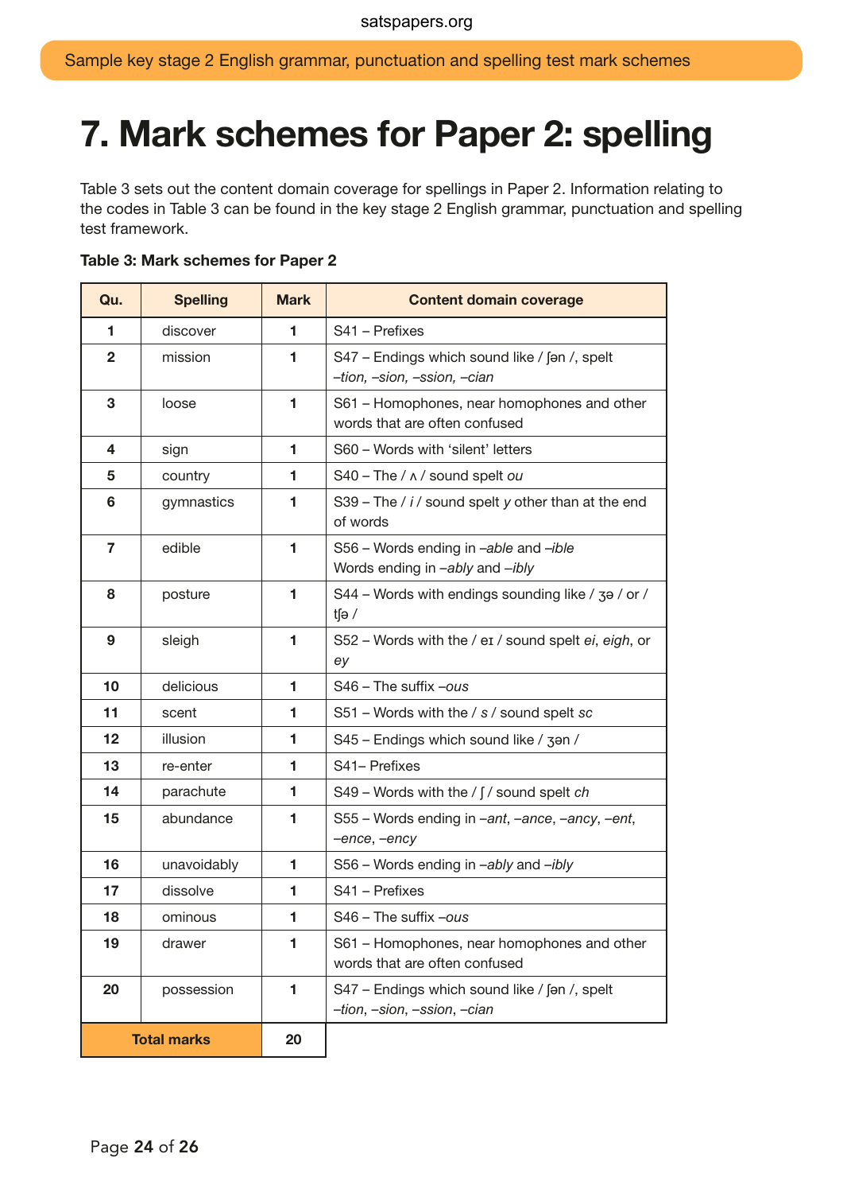# 7. Mark schemes for Paper 2: spelling

Table 3 sets out the content domain coverage for spellings in Paper 2. Information relating to the codes in Table 3 can be found in the key stage 2 English grammar, punctuation and spelling test framework.

**Table 3: Mark schemes for Paper 2**

| Qu. | Spelling | Mark | Content domain coverage |
|---|---|---|---|
| 1 | discover | 1 | S41 – Prefixes |
| 2 | mission | 1 | S47 – Endings which sound like / ʃən /, spelt *–tion, –sion, –ssion, –cian* |
| 3 | loose | 1 | S61 – Homophones, near homophones and other words that are often confused |
| 4 | sign | 1 | S60 – Words with 'silent' letters |
| 5 | country | 1 | S40 – The / ʌ / sound spelt *ou* |
| 6 | gymnastics | 1 | S39 – The / *i* / sound spelt *y* other than at the end of words |
| 7 | edible | 1 | S56 – Words ending in *–able* and *–ible* Words ending in *–ably* and *–ibly* |
| 8 | posture | 1 | S44 – Words with endings sounding like / ʒə / or / tʃə / |
| 9 | sleigh | 1 | S52 – Words with the / eɪ / sound spelt *ei*, *eigh*, or *ey* |
| 10 | delicious | 1 | S46 – The suffix *–ous* |
| 11 | scent | 1 | S51 – Words with the / *s* / sound spelt *sc* |
| 12 | illusion | 1 | S45 – Endings which sound like / ʒən / |
| 13 | re-enter | 1 | S41– Prefixes |
| 14 | parachute | 1 | S49 – Words with the / ʃ / sound spelt *ch* |
| 15 | abundance | 1 | S55 – Words ending in *–ant*, *–ance*, *–ancy*, *–ent*, *–ence*, *–ency* |
| 16 | unavoidably | 1 | S56 – Words ending in *–ably* and *–ibly* |
| 17 | dissolve | 1 | S41 – Prefixes |
| 18 | ominous | 1 | S46 – The suffix *–ous* |
| 19 | drawer | 1 | S61 – Homophones, near homophones and other words that are often confused |
| 20 | possession | 1 | S47 – Endings which sound like / ʃən /, spelt *–tion*, *–sion*, *–ssion*, *–cian* |
| **Total marks** | | **20** | |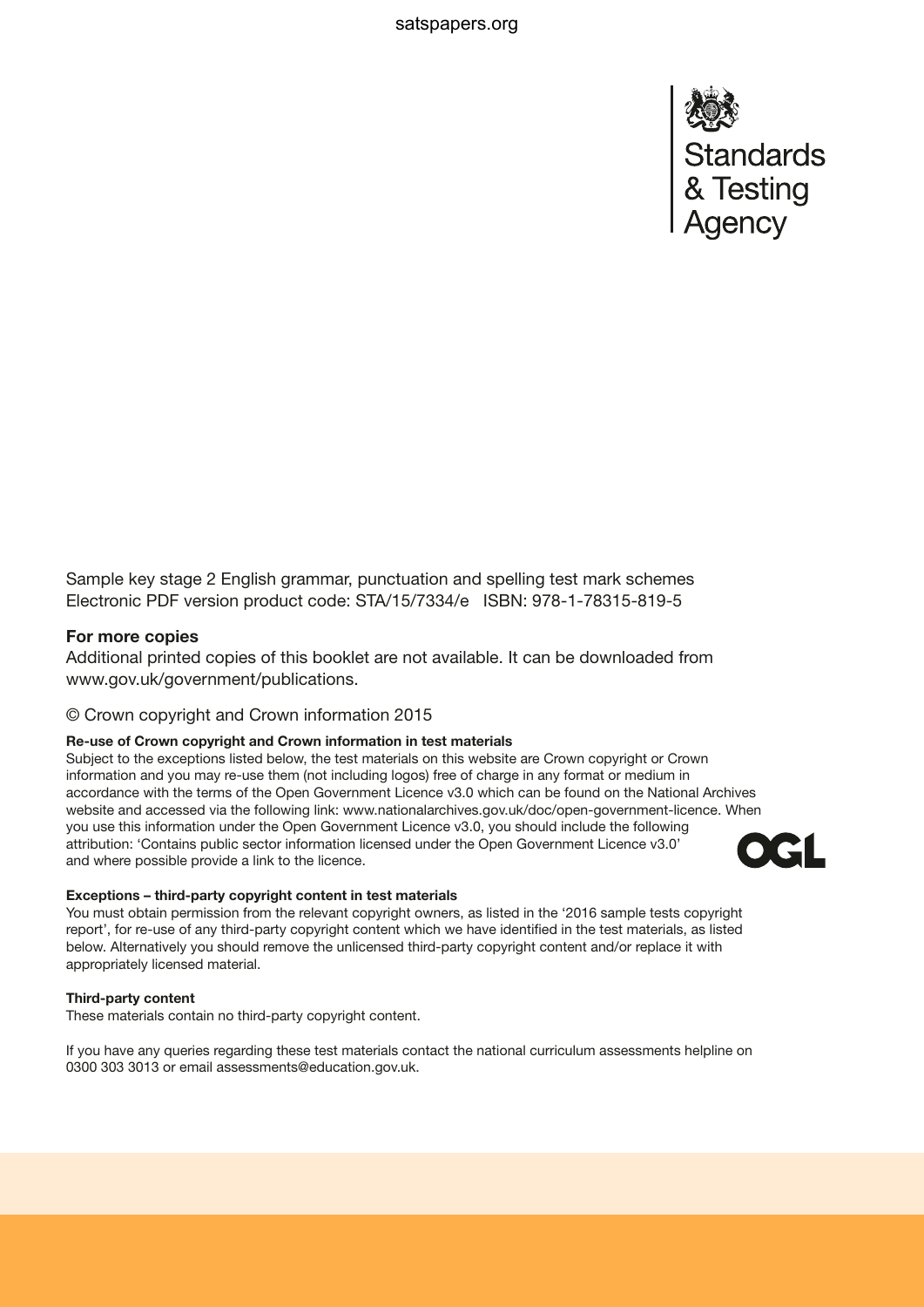Standards & Testing Agency

Sample key stage 2 English grammar, punctuation and spelling test mark schemes
Electronic PDF version product code: STA/15/7334/e ISBN: 978-1-78315-819-5

**For more copies**

Additional printed copies of this booklet are not available. It can be downloaded from www.gov.uk/government/publications.

© Crown copyright and Crown information 2015

**Re-use of Crown copyright and Crown information in test materials**

Subject to the exceptions listed below, the test materials on this website are Crown copyright or Crown information and you may re-use them (not including logos) free of charge in any format or medium in accordance with the terms of the Open Government Licence v3.0 which can be found on the National Archives website and accessed via the following link: www.nationalarchives.gov.uk/doc/open-government-licence. When you use this information under the Open Government Licence v3.0, you should include the following attribution: 'Contains public sector information licensed under the Open Government Licence v3.0' and where possible provide a link to the licence.

**Exceptions – third-party copyright content in test materials**

You must obtain permission from the relevant copyright owners, as listed in the '2016 sample tests copyright report', for re-use of any third-party copyright content which we have identified in the test materials, as listed below. Alternatively you should remove the unlicensed third-party copyright content and/or replace it with appropriately licensed material.

**Third-party content**

These materials contain no third-party copyright content.

If you have any queries regarding these test materials contact the national curriculum assessments helpline on 0300 303 3013 or email assessments@education.gov.uk.